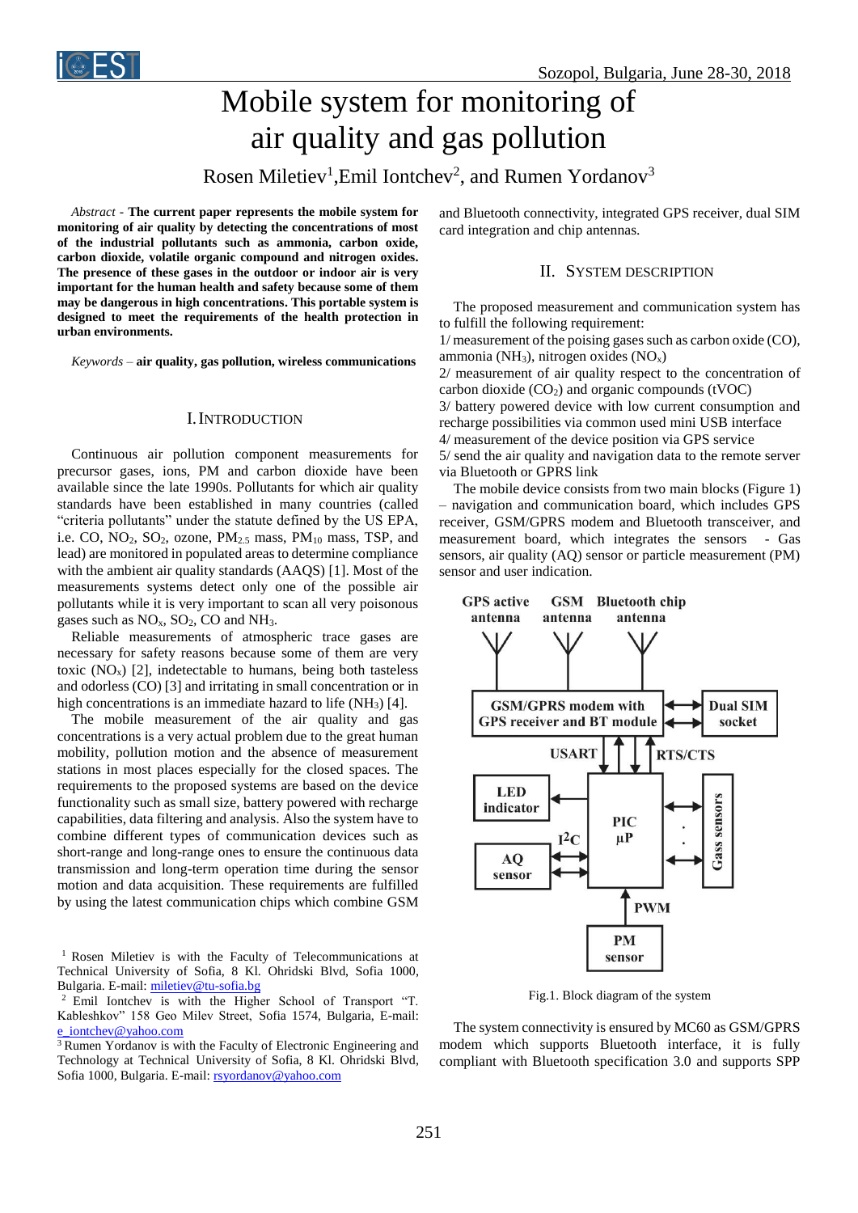# Mobile system for monitoring of air quality and gas pollution

Rosen Miletiev[1],Emil Iontchev[2], and Rumen Yordanov[3]

*Abstract* - **The current paper represents the mobile system for monitoring of air quality by detecting the concentrations of most of the industrial pollutants such as ammonia, carbon oxide, carbon dioxide, volatile organic compound and nitrogen oxides. The presence of these gases in the outdoor or indoor air is very important for the human health and safety because some of them may be dangerous in high concentrations. This portable system is designed to meet the requirements of the health protection in urban environments.**

*Keywords* – **air quality, gas pollution, wireless communications**

## I. Introduction

Continuous air pollution component measurements for precursor gases, ions, PM and carbon dioxide have been available since the late 1990s. Pollutants for which air quality standards have been established in many countries (called "criteria pollutants" under the statute defined by the US EPA, i.e. CO, $NO_2$, $SO_2$, ozone, $PM_{2.5}$ mass, $PM_{10}$ mass, TSP, and lead) are monitored in populated areas to determine compliance with the ambient air quality standards (AAQS) [1]. Most of the measurements systems detect only one of the possible air pollutants while it is very important to scan all very poisonous gases such as $NO_x$, $SO_2$, CO and $NH_3$.

Reliable measurements of atmospheric trace gases are necessary for safety reasons because some of them are very toxic ($NO_x$) [2], indetectable to humans, being both tasteless and odorless (CO) [3] and irritating in small concentration or in high concentrations is an immediate hazard to life ($NH_3$) [4].

The mobile measurement of the air quality and gas concentrations is a very actual problem due to the great human mobility, pollution motion and the absence of measurement stations in most places especially for the closed spaces. The requirements to the proposed systems are based on the device functionality such as small size, battery powered with recharge capabilities, data filtering and analysis. Also the system have to combine different types of communication devices such as short-range and long-range ones to ensure the continuous data transmission and long-term operation time during the sensor motion and data acquisition. These requirements are fulfilled by using the latest communication chips which combine GSM and Bluetooth connectivity, integrated GPS receiver, dual SIM card integration and chip antennas.

## II. System Description

The proposed measurement and communication system has to fulfill the following requirement:

1/ measurement of the poising gases such as carbon oxide (CO), ammonia ($NH_3$), nitrogen oxides ($NO_x$)

2/ measurement of air quality respect to the concentration of carbon dioxide ($CO_2$) and organic compounds (tVOC)

3/ battery powered device with low current consumption and recharge possibilities via common used mini USB interface

4/ measurement of the device position via GPS service

5/ send the air quality and navigation data to the remote server via Bluetooth or GPRS link

The mobile device consists from two main blocks (Figure 1) – navigation and communication board, which includes GPS receiver, GSM/GPRS modem and Bluetooth transceiver, and measurement board, which integrates the sensors - Gas sensors, air quality (AQ) sensor or particle measurement (PM) sensor and user indication.

Fig.1. Block diagram of the system

The system connectivity is ensured by MC60 as GSM/GPRS modem which supports Bluetooth interface, it is fully compliant with Bluetooth specification 3.0 and supports SPP

---

[1] Rosen Miletiev is with the Faculty of Telecommunications at Technical University of Sofia, 8 Kl. Ohridski Blvd, Sofia 1000, Bulgaria. E-mail: miletiev@tu-sofia.bg

[2] Emil Iontchev is with the Higher School of Transport "T. Kableshkov" 158 Geo Milev Street, Sofia 1574, Bulgaria, E-mail: e_iontchev@yahoo.com

[3] Rumen Yordanov is with the Faculty of Electronic Engineering and Technology at Technical University of Sofia, 8 Kl. Ohridski Blvd, Sofia 1000, Bulgaria. E-mail: rsyordanov@yahoo.com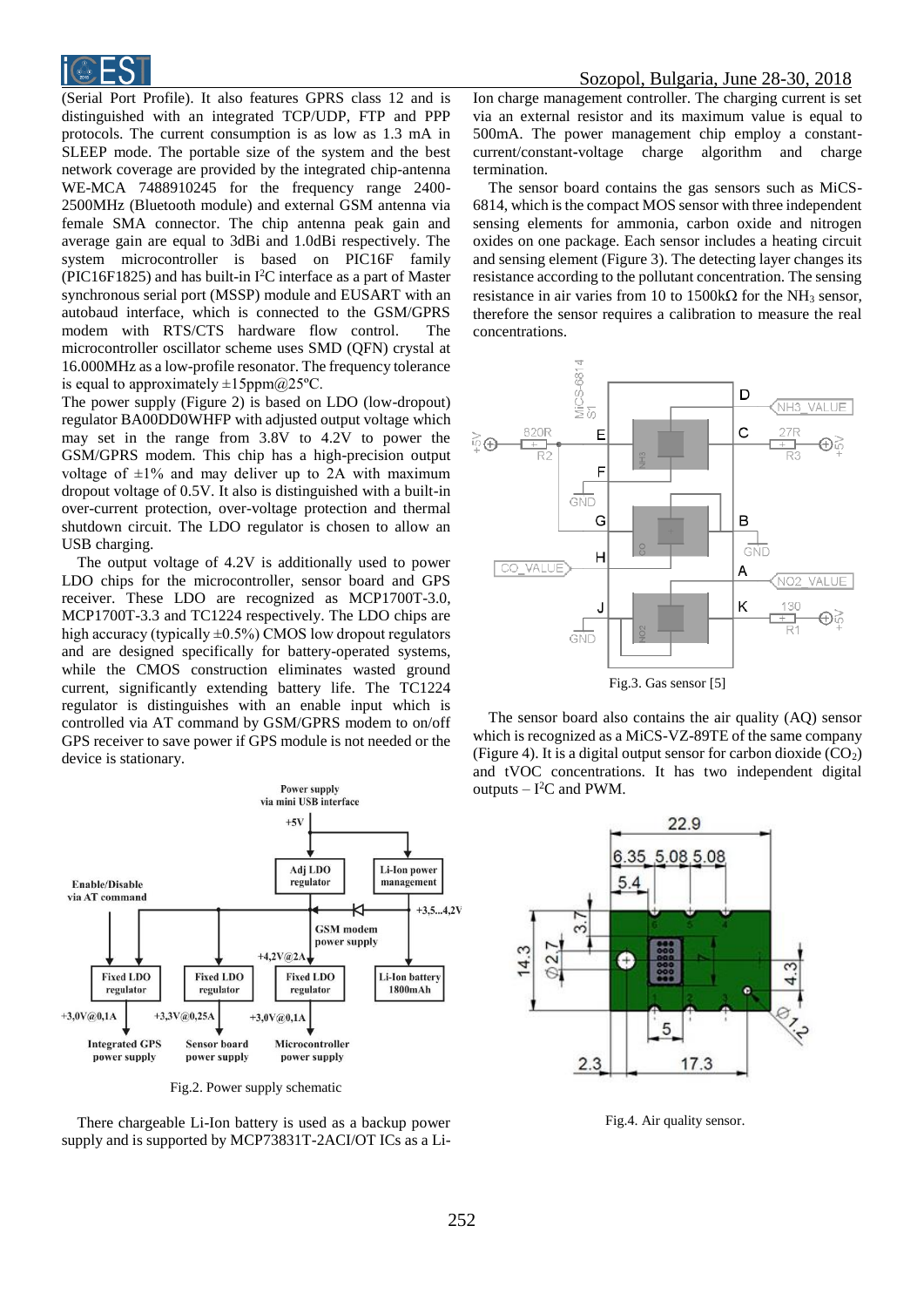(Serial Port Profile). It also features GPRS class 12 and is distinguished with an integrated TCP/UDP, FTP and PPP protocols. The current consumption is as low as 1.3 mA in SLEEP mode. The portable size of the system and the best network coverage are provided by the integrated chip-antenna WE-MCA 7488910245 for the frequency range 2400-2500MHz (Bluetooth module) and external GSM antenna via female SMA connector. The chip antenna peak gain and average gain are equal to 3dBi and 1.0dBi respectively. The system microcontroller is based on PIC16F family (PIC16F1825) and has built-in I$^2$C interface as a part of Master synchronous serial port (MSSP) module and EUSART with an autobaud interface, which is connected to the GSM/GPRS modem with RTS/CTS hardware flow control. The microcontroller oscillator scheme uses SMD (QFN) crystal at 16.000MHz as a low-profile resonator. The frequency tolerance is equal to approximately ±15ppm@25ºC.

The power supply (Figure 2) is based on LDO (low-dropout) regulator BA00DD0WHFP with adjusted output voltage which may set in the range from 3.8V to 4.2V to power the GSM/GPRS modem. This chip has a high-precision output voltage of ±1% and may deliver up to 2A with maximum dropout voltage of 0.5V. It also is distinguished with a built-in over-current protection, over-voltage protection and thermal shutdown circuit. The LDO regulator is chosen to allow an USB charging.

The output voltage of 4.2V is additionally used to power LDO chips for the microcontroller, sensor board and GPS receiver. These LDO are recognized as MCP1700T-3.0, MCP1700T-3.3 and TC1224 respectively. The LDO chips are high accuracy (typically ±0.5%) CMOS low dropout regulators and are designed specifically for battery-operated systems, while the CMOS construction eliminates wasted ground current, significantly extending battery life. The TC1224 regulator is distinguishes with an enable input which is controlled via AT command by GSM/GPRS modem to on/off GPS receiver to save power if GPS module is not needed or the device is stationary.

Fig.2. Power supply schematic

There chargeable Li-Ion battery is used as a backup power supply and is supported by MCP73831T-2ACI/OT ICs as a Li-Ion charge management controller. The charging current is set via an external resistor and its maximum value is equal to 500mA. The power management chip employ a constant-current/constant-voltage charge algorithm and charge termination.

The sensor board contains the gas sensors such as MiCS-6814, which is the compact MOS sensor with three independent sensing elements for ammonia, carbon oxide and nitrogen oxides on one package. Each sensor includes a heating circuit and sensing element (Figure 3). The detecting layer changes its resistance according to the pollutant concentration. The sensing resistance in air varies from 10 to 1500kΩ for the $NH_3$ sensor, therefore the sensor requires a calibration to measure the real concentrations.

Fig.3. Gas sensor [5]

The sensor board also contains the air quality (AQ) sensor which is recognized as a MiCS-VZ-89TE of the same company (Figure 4). It is a digital output sensor for carbon dioxide ($CO_2$) and tVOC concentrations. It has two independent digital outputs – I$^2$C and PWM.

Fig.4. Air quality sensor.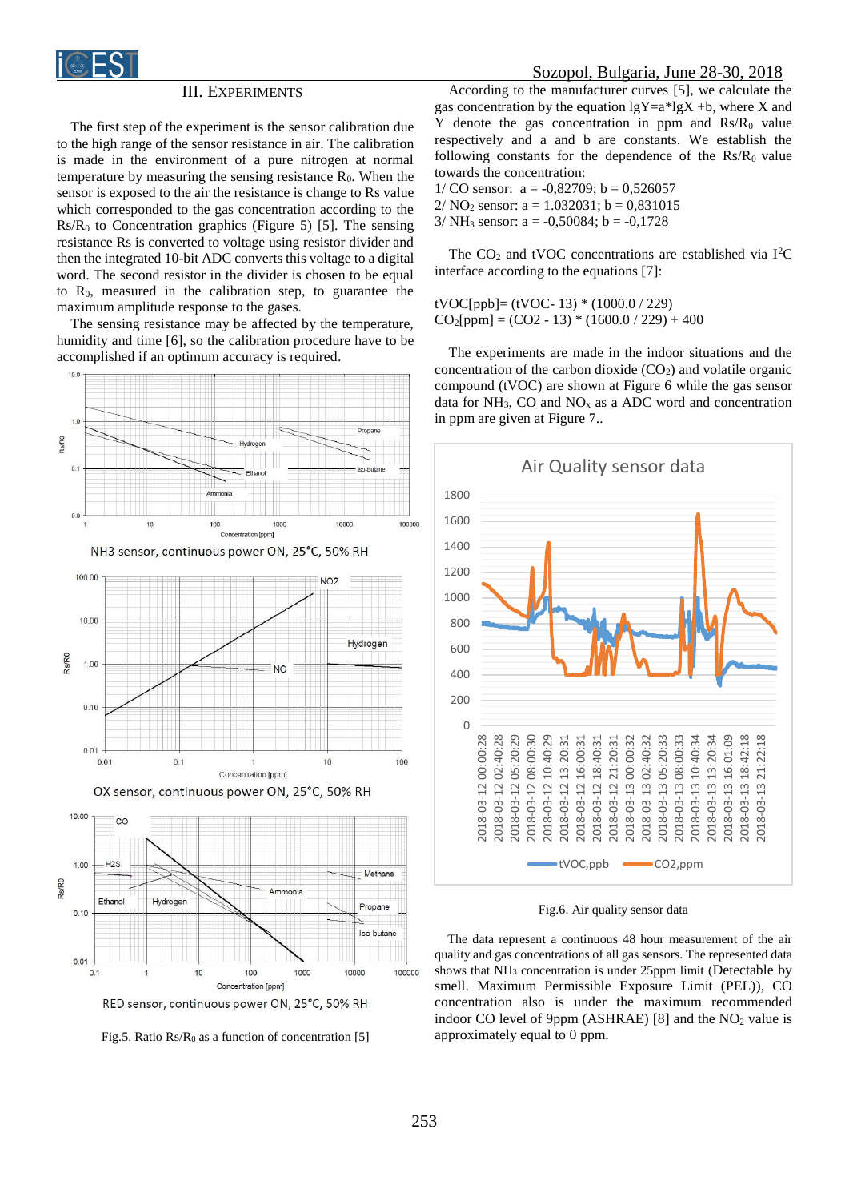## III. Experiments

The first step of the experiment is the sensor calibration due to the high range of the sensor resistance in air. The calibration is made in the environment of a pure nitrogen at normal temperature by measuring the sensing resistance $R_0$. When the sensor is exposed to the air the resistance is change to Rs value which corresponded to the gas concentration according to the $Rs/R_0$ to Concentration graphics (Figure 5) [5]. The sensing resistance Rs is converted to voltage using resistor divider and then the integrated 10-bit ADC converts this voltage to a digital word. The second resistor in the divider is chosen to be equal to $R_0$, measured in the calibration step, to guarantee the maximum amplitude response to the gases.

The sensing resistance may be affected by the temperature, humidity and time [6], so the calibration procedure have to be accomplished if an optimum accuracy is required.

Fig.5. Ratio $Rs/R_0$ as a function of concentration [5]

According to the manufacturer curves [5], we calculate the gas concentration by the equation $\lg Y=a*\lg X +b$, where X and Y denote the gas concentration in ppm and $Rs/R_0$ value respectively and a and b are constants. We establish the following constants for the dependence of the $Rs/R_0$ value towards the concentration:

1/ CO sensor: a = -0,82709; b = 0,526057
2/ $NO_2$ sensor: a = 1.032031; b = 0,831015
3/ $NH_3$ sensor: a = -0,50084; b = -0,1728

The $CO_2$ and tVOC concentrations are established via $I^2C$ interface according to the equations [7]:

tVOC[ppb]= (tVOC- 13) * (1000.0 / 229)
$CO_2$[ppm] = (CO2 - 13) * (1600.0 / 229) + 400

The experiments are made in the indoor situations and the concentration of the carbon dioxide ($CO_2$) and volatile organic compound (tVOC) are shown at Figure 6 while the gas sensor data for $NH_3$, CO and $NO_x$ as a ADC word and concentration in ppm are given at Figure 7..

Fig.6. Air quality sensor data

The data represent a continuous 48 hour measurement of the air quality and gas concentrations of all gas sensors. The represented data shows that $NH_3$ concentration is under 25ppm limit (Detectable by smell. Maximum Permissible Exposure Limit (PEL)), CO concentration also is under the maximum recommended indoor CO level of 9ppm (ASHRAE) [8] and the $NO_2$ value is approximately equal to 0 ppm.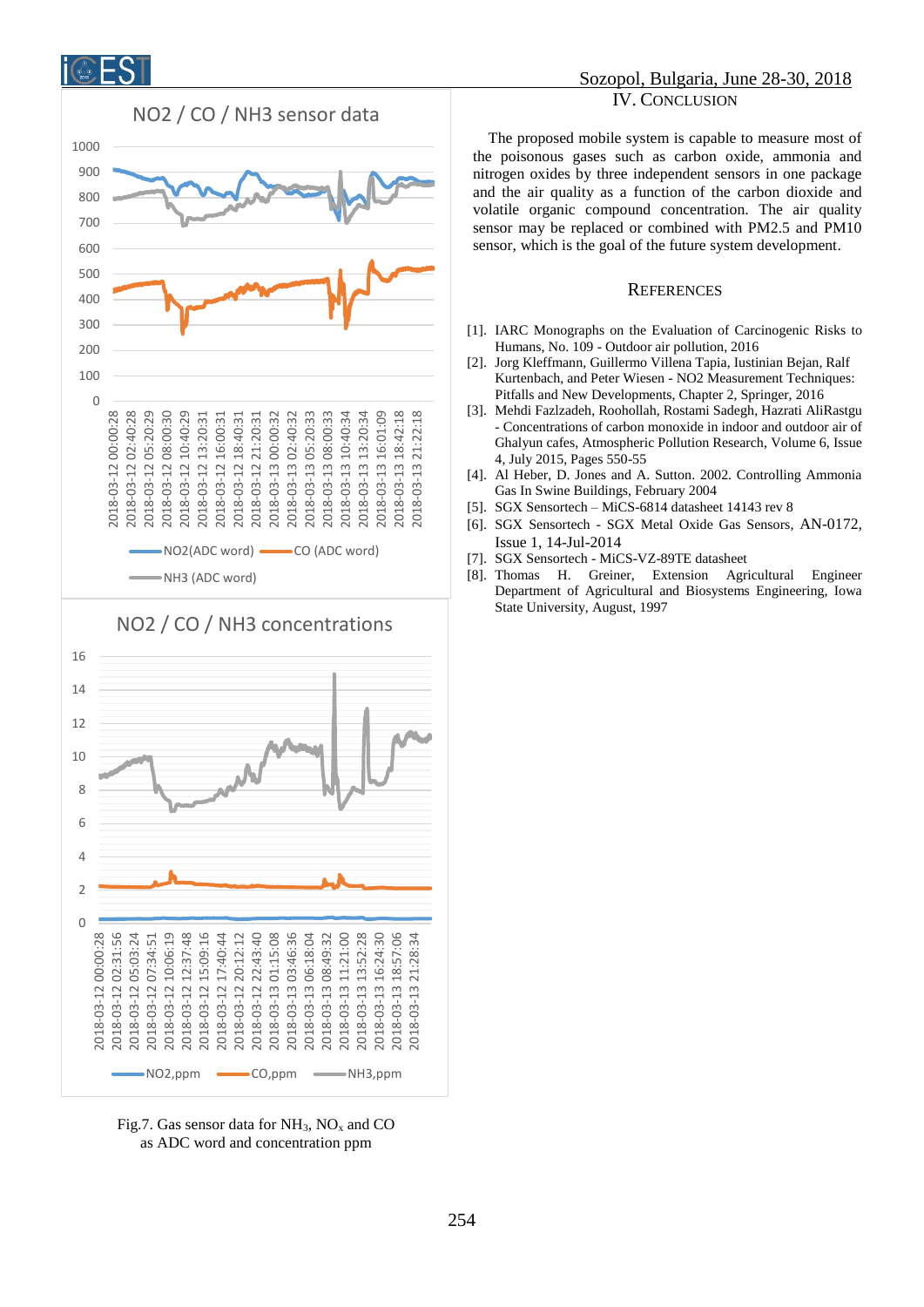NO2 / CO / NH3 sensor data

1000
900
800
700
600
500
400
300
200
100
0

2018-03-12 00:00:28
2018-03-12 02:40:28
2018-03-12 05:20:29
2018-03-12 08:00:30
2018-03-12 10:40:29
2018-03-12 13:20:31
2018-03-12 16:00:31
2018-03-12 18:40:31
2018-03-12 21:20:31
2018-03-13 00:00:32
2018-03-13 02:40:32
2018-03-13 05:20:33
2018-03-13 08:00:33
2018-03-13 10:40:34
2018-03-13 13:20:34
2018-03-13 16:01:09
2018-03-13 18:42:18
2018-03-13 21:22:18

NO2(ADC word) CO (ADC word) NH3 (ADC word)

NO2 / CO / NH3 concentrations

16
14
12
10
8
6
4
2
0

2018-03-12 00:00:28
2018-03-12 02:31:56
2018-03-12 05:03:24
2018-03-12 07:34:51
2018-03-12 10:06:19
2018-03-12 12:37:48
2018-03-12 15:09:16
2018-03-12 17:40:44
2018-03-12 20:12:12
2018-03-12 22:43:40
2018-03-13 01:15:08
2018-03-13 03:46:36
2018-03-13 06:18:04
2018-03-13 08:49:32
2018-03-13 11:21:00
2018-03-13 13:52:28
2018-03-13 16:24:30
2018-03-13 18:57:06
2018-03-13 21:28:34

NO2,ppm CO,ppm NH3,ppm

Fig.7. Gas sensor data for $NH_3$, $NO_x$ and CO as ADC word and concentration ppm

## IV. Conclusion

The proposed mobile system is capable to measure most of the poisonous gases such as carbon oxide, ammonia and nitrogen oxides by three independent sensors in one package and the air quality as a function of the carbon dioxide and volatile organic compound concentration. The air quality sensor may be replaced or combined with PM2.5 and PM10 sensor, which is the goal of the future system development.

## References

[1]. IARC Monographs on the Evaluation of Carcinogenic Risks to Humans, No. 109 - Outdoor air pollution, 2016

[2]. Jorg Kleffmann, Guillermo Villena Tapia, Iustinian Bejan, Ralf Kurtenbach, and Peter Wiesen - NO2 Measurement Techniques: Pitfalls and New Developments, Chapter 2, Springer, 2016

[3]. Mehdi Fazlzadeh, Roohollah, Rostami Sadegh, Hazrati AliRastgu - Concentrations of carbon monoxide in indoor and outdoor air of Ghalyun cafes, Atmospheric Pollution Research, Volume 6, Issue 4, July 2015, Pages 550-55

[4]. Al Heber, D. Jones and A. Sutton. 2002. Controlling Ammonia Gas In Swine Buildings, February 2004

[5]. SGX Sensortech – MiCS-6814 datasheet 14143 rev 8

[6]. SGX Sensortech - SGX Metal Oxide Gas Sensors, AN-0172, Issue 1, 14-Jul-2014

[7]. SGX Sensortech - MiCS-VZ-89TE datasheet

[8]. Thomas H. Greiner, Extension Agricultural Engineer Department of Agricultural and Biosystems Engineering, Iowa State University, August, 1997